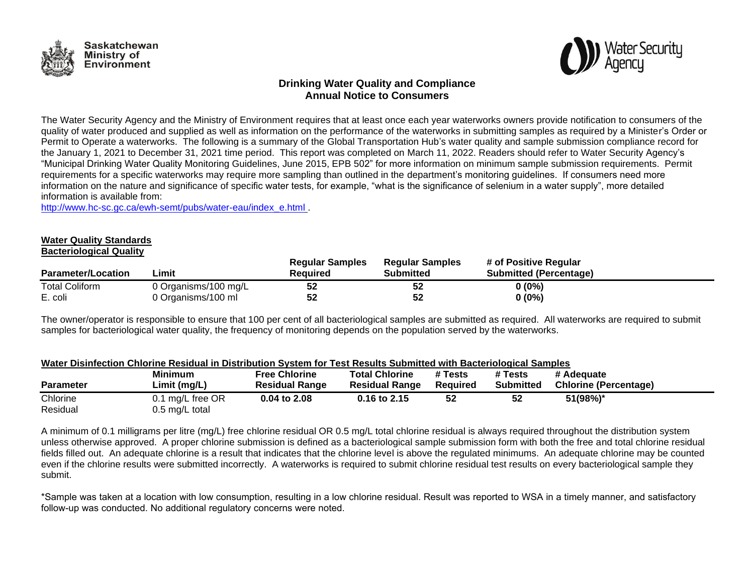Saskatchewan Ministry of Environment

Water Security Agency

## Drinking Water Quality and Compliance
## Annual Notice to Consumers

The Water Security Agency and the Ministry of Environment requires that at least once each year waterworks owners provide notification to consumers of the quality of water produced and supplied as well as information on the performance of the waterworks in submitting samples as required by a Minister's Order or Permit to Operate a waterworks. The following is a summary of the Global Transportation Hub's water quality and sample submission compliance record for the January 1, 2021 to December 31, 2021 time period. This report was completed on March 11, 2022. Readers should refer to Water Security Agency's "Municipal Drinking Water Quality Monitoring Guidelines, June 2015, EPB 502" for more information on minimum sample submission requirements. Permit requirements for a specific waterworks may require more sampling than outlined in the department's monitoring guidelines. If consumers need more information on the nature and significance of specific water tests, for example, "what is the significance of selenium in a water supply", more detailed information is available from:
[http://www.hc-sc.gc.ca/ewh-semt/pubs/water-eau/index_e.html](http://www.hc-sc.gc.ca/ewh-semt/pubs/water-eau/index_e.html) .

**Water Quality Standards**
**Bacteriological Quality**

| Parameter/Location | Limit | Regular Samples Required | Regular Samples Submitted | # of Positive Regular Submitted (Percentage) |
|---|---|---|---|---|
| Total Coliform | 0 Organisms/100 mg/L | **52** | **52** | **0 (0%)** |
| E. coli | 0 Organisms/100 ml | **52** | **52** | **0 (0%)** |

The owner/operator is responsible to ensure that 100 per cent of all bacteriological samples are submitted as required. All waterworks are required to submit samples for bacteriological water quality, the frequency of monitoring depends on the population served by the waterworks.

**Water Disinfection Chlorine Residual in Distribution System for Test Results Submitted with Bacteriological Samples**

| Parameter | Minimum Limit (mg/L) | Free Chlorine Residual Range | Total Chlorine Residual Range | # Tests Required | # Tests Submitted | # Adequate Chlorine (Percentage) |
|---|---|---|---|---|---|---|
| Chlorine Residual | 0.1 mg/L free OR 0.5 mg/L total | **0.04 to 2.08** | **0.16 to 2.15** | **52** | **52** | **51(98%)*** |

A minimum of 0.1 milligrams per litre (mg/L) free chlorine residual OR 0.5 mg/L total chlorine residual is always required throughout the distribution system unless otherwise approved. A proper chlorine submission is defined as a bacteriological sample submission form with both the free and total chlorine residual fields filled out. An adequate chlorine is a result that indicates that the chlorine level is above the regulated minimums. An adequate chlorine may be counted even if the chlorine results were submitted incorrectly. A waterworks is required to submit chlorine residual test results on every bacteriological sample they submit.

*Sample was taken at a location with low consumption, resulting in a low chlorine residual. Result was reported to WSA in a timely manner, and satisfactory follow-up was conducted. No additional regulatory concerns were noted.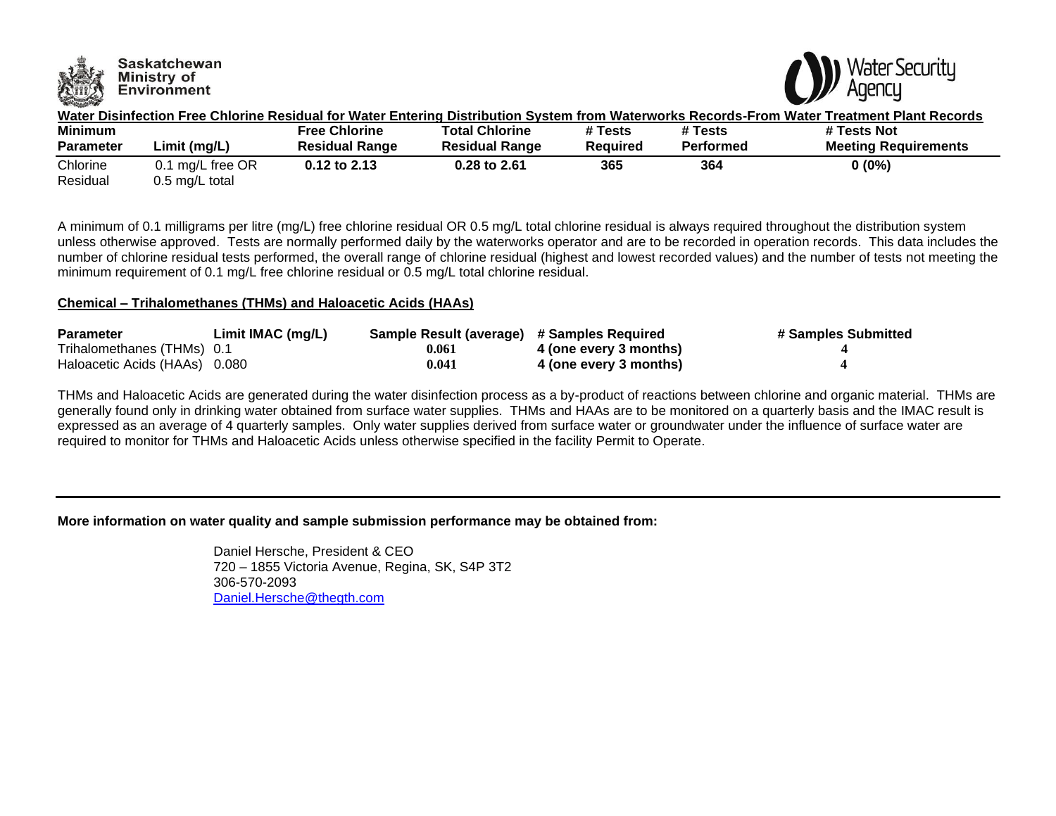Saskatchewan Ministry of Environment

Water Security Agency

**Water Disinfection Free Chlorine Residual for Water Entering Distribution System from Waterworks Records-From Water Treatment Plant Records**

| Minimum Parameter | Limit (mg/L) | Free Chlorine Residual Range | Total Chlorine Residual Range | # Tests Required | # Tests Performed | # Tests Not Meeting Requirements |
|---|---|---|---|---|---|---|
| Chlorine Residual | 0.1 mg/L free OR 0.5 mg/L total | 0.12 to 2.13 | 0.28 to 2.61 | 365 | 364 | 0 (0%) |

A minimum of 0.1 milligrams per litre (mg/L) free chlorine residual OR 0.5 mg/L total chlorine residual is always required throughout the distribution system unless otherwise approved. Tests are normally performed daily by the waterworks operator and are to be recorded in operation records. This data includes the number of chlorine residual tests performed, the overall range of chlorine residual (highest and lowest recorded values) and the number of tests not meeting the minimum requirement of 0.1 mg/L free chlorine residual or 0.5 mg/L total chlorine residual.

**Chemical – Trihalomethanes (THMs) and Haloacetic Acids (HAAs)**

| Parameter | Limit IMAC (mg/L) | Sample Result (average) | # Samples Required | # Samples Submitted |
|---|---|---|---|---|
| Trihalomethanes (THMs) | 0.1 | 0.061 | 4 (one every 3 months) | 4 |
| Haloacetic Acids (HAAs) | 0.080 | 0.041 | 4 (one every 3 months) | 4 |

THMs and Haloacetic Acids are generated during the water disinfection process as a by-product of reactions between chlorine and organic material. THMs are generally found only in drinking water obtained from surface water supplies. THMs and HAAs are to be monitored on a quarterly basis and the IMAC result is expressed as an average of 4 quarterly samples. Only water supplies derived from surface water or groundwater under the influence of surface water are required to monitor for THMs and Haloacetic Acids unless otherwise specified in the facility Permit to Operate.

---

**More information on water quality and sample submission performance may be obtained from:**

Daniel Hersche, President & CEO
720 – 1855 Victoria Avenue, Regina, SK, S4P 3T2
306-570-2093
Daniel.Hersche@thegth.com